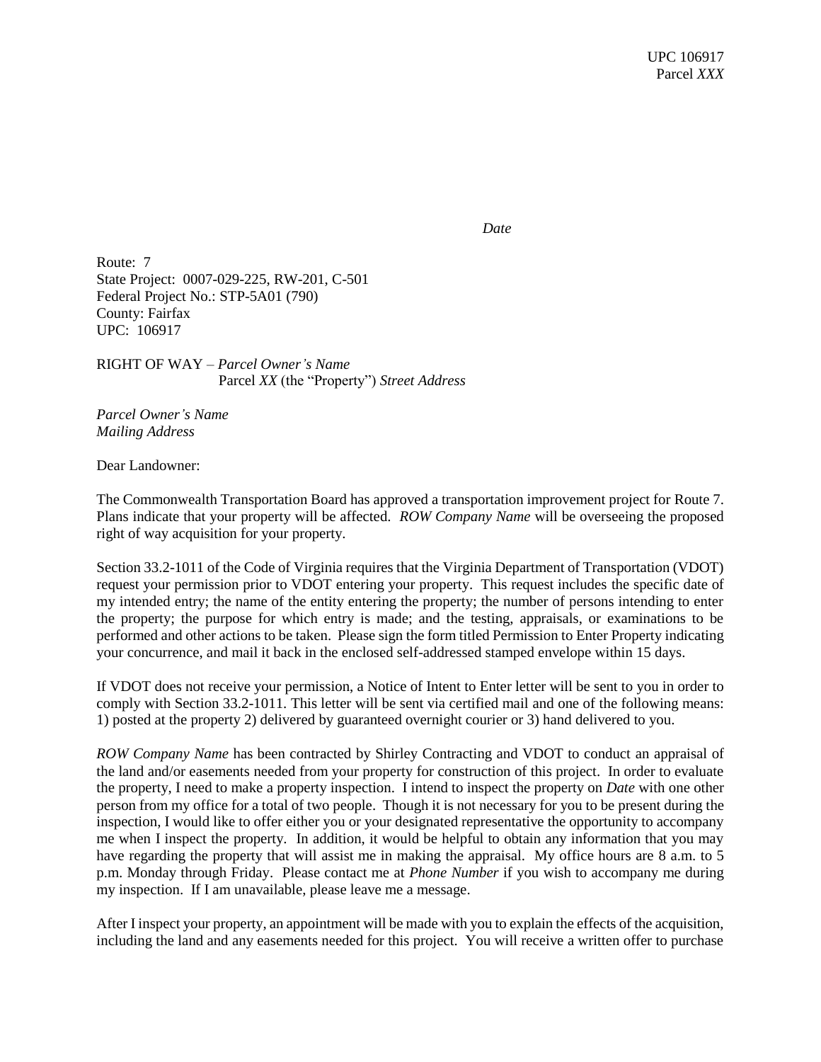UPC 106917
Parcel *XXX*

*Date*

Route: 7
State Project: 0007-029-225, RW-201, C-501
Federal Project No.: STP-5A01 (790)
County: Fairfax
UPC: 106917

RIGHT OF WAY – *Parcel Owner's Name*
Parcel *XX* (the "Property") *Street Address*

*Parcel Owner's Name*
*Mailing Address*

Dear Landowner:

The Commonwealth Transportation Board has approved a transportation improvement project for Route 7. Plans indicate that your property will be affected. *ROW Company Name* will be overseeing the proposed right of way acquisition for your property.

Section 33.2-1011 of the Code of Virginia requires that the Virginia Department of Transportation (VDOT) request your permission prior to VDOT entering your property. This request includes the specific date of my intended entry; the name of the entity entering the property; the number of persons intending to enter the property; the purpose for which entry is made; and the testing, appraisals, or examinations to be performed and other actions to be taken. Please sign the form titled Permission to Enter Property indicating your concurrence, and mail it back in the enclosed self-addressed stamped envelope within 15 days.

If VDOT does not receive your permission, a Notice of Intent to Enter letter will be sent to you in order to comply with Section 33.2-1011. This letter will be sent via certified mail and one of the following means: 1) posted at the property 2) delivered by guaranteed overnight courier or 3) hand delivered to you.

*ROW Company Name* has been contracted by Shirley Contracting and VDOT to conduct an appraisal of the land and/or easements needed from your property for construction of this project. In order to evaluate the property, I need to make a property inspection. I intend to inspect the property on *Date* with one other person from my office for a total of two people. Though it is not necessary for you to be present during the inspection, I would like to offer either you or your designated representative the opportunity to accompany me when I inspect the property. In addition, it would be helpful to obtain any information that you may have regarding the property that will assist me in making the appraisal. My office hours are 8 a.m. to 5 p.m. Monday through Friday. Please contact me at *Phone Number* if you wish to accompany me during my inspection. If I am unavailable, please leave me a message.

After I inspect your property, an appointment will be made with you to explain the effects of the acquisition, including the land and any easements needed for this project. You will receive a written offer to purchase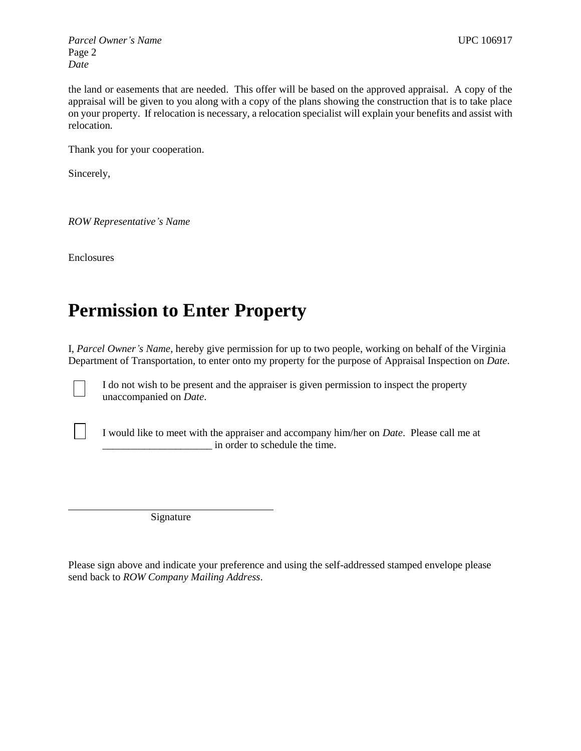the land or easements that are needed. This offer will be based on the approved appraisal. A copy of the appraisal will be given to you along with a copy of the plans showing the construction that is to take place on your property. If relocation is necessary, a relocation specialist will explain your benefits and assist with relocation.

Thank you for your cooperation.

Sincerely,

*ROW Representative's Name*

Enclosures

# Permission to Enter Property

I, *Parcel Owner's Name*, hereby give permission for up to two people, working on behalf of the Virginia Department of Transportation, to enter onto my property for the purpose of Appraisal Inspection on *Date*.

☐ I do not wish to be present and the appraiser is given permission to inspect the property unaccompanied on *Date*.

☐ I would like to meet with the appraiser and accompany him/her on *Date*. Please call me at _____________________ in order to schedule the time.

______________________________________
Signature

Please sign above and indicate your preference and using the self-addressed stamped envelope please send back to *ROW Company Mailing Address*.